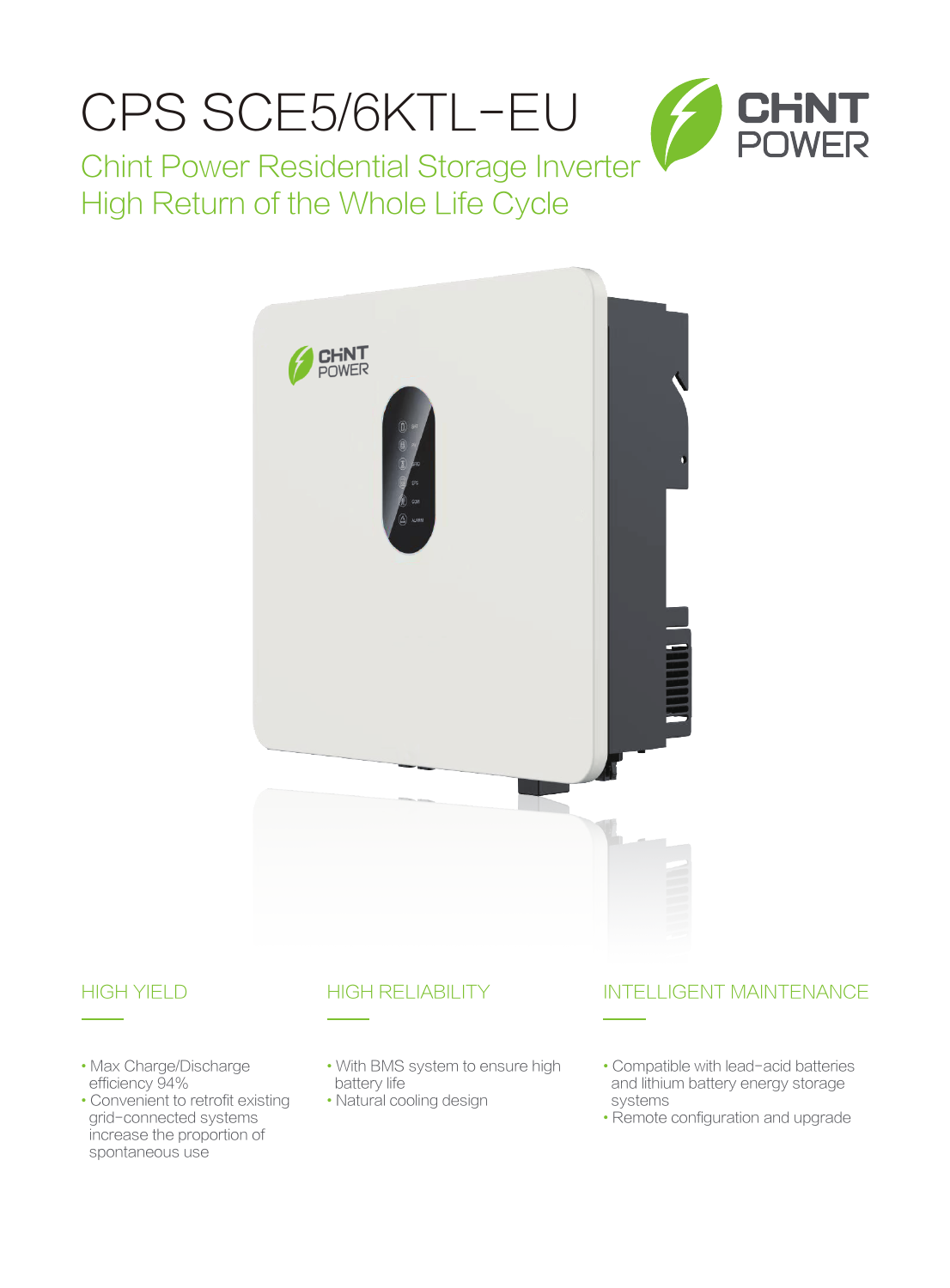# CPS SCE5/6KTL-EU

## Chint Power Residential Storage Inverter
## High Return of the Whole Life Cycle

### HIGH YIELD

- Max Charge/Discharge efficiency 94%
- Convenient to retrofit existing grid-connected systems increase the proportion of spontaneous use

### HIGH RELIABILITY

- With BMS system to ensure high battery life
- Natural cooling design

### INTELLIGENT MAINTENANCE

- Compatible with lead-acid batteries and lithium battery energy storage systems
- Remote configuration and upgrade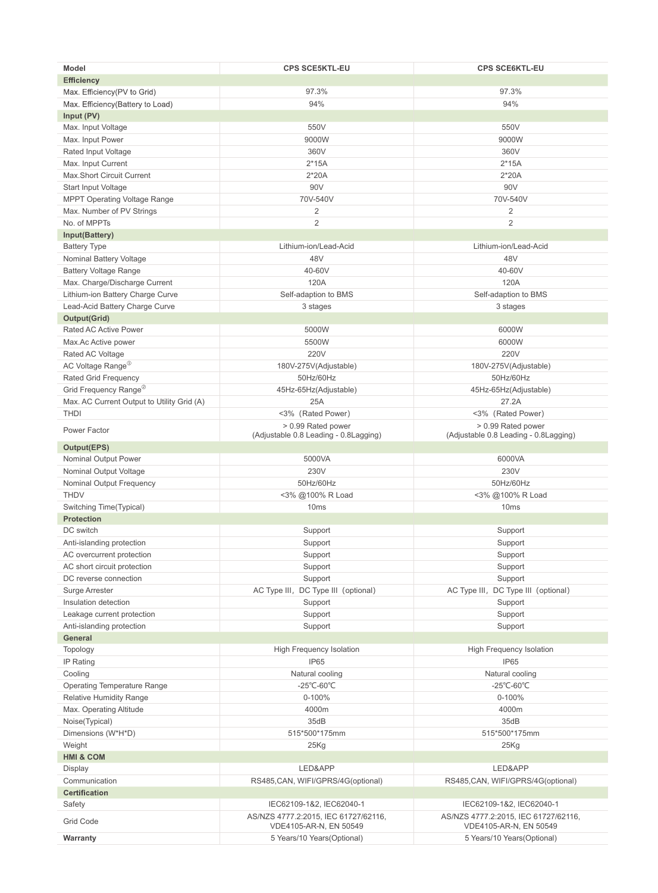| Model | CPS SCE5KTL-EU | CPS SCE6KTL-EU |
|---|---|---|
| **Efficiency** | | |
| Max. Efficiency(PV to Grid) | 97.3% | 97.3% |
| Max. Efficiency(Battery to Load) | 94% | 94% |
| **Input (PV)** | | |
| Max. Input Voltage | 550V | 550V |
| Max. Input Power | 9000W | 9000W |
| Rated Input Voltage | 360V | 360V |
| Max. Input Current | 2*15A | 2*15A |
| Max.Short Circuit Current | 2*20A | 2*20A |
| Start Input Voltage | 90V | 90V |
| MPPT Operating Voltage Range | 70V-540V | 70V-540V |
| Max. Number of PV Strings | 2 | 2 |
| No. of MPPTs | 2 | 2 |
| **Input(Battery)** | | |
| Battery Type | Lithium-ion/Lead-Acid | Lithium-ion/Lead-Acid |
| Nominal Battery Voltage | 48V | 48V |
| Battery Voltage Range | 40-60V | 40-60V |
| Max. Charge/Discharge Current | 120A | 120A |
| Lithium-ion Battery Charge Curve | Self-adaption to BMS | Self-adaption to BMS |
| Lead-Acid Battery Charge Curve | 3 stages | 3 stages |
| **Output(Grid)** | | |
| Rated AC Active Power | 5000W | 6000W |
| Max.Ac Active power | 5500W | 6000W |
| Rated AC Voltage | 220V | 220V |
| AC Voltage Range① | 180V-275V(Adjustable) | 180V-275V(Adjustable) |
| Rated Grid Frequency | 50Hz/60Hz | 50Hz/60Hz |
| Grid Frequency Range② | 45Hz-65Hz(Adjustable) | 45Hz-65Hz(Adjustable) |
| Max. AC Current Output to Utility Grid (A) | 25A | 27.2A |
| THDI | <3%（Rated Power) | <3%（Rated Power) |
| Power Factor | > 0.99 Rated power (Adjustable 0.8 Leading - 0.8Lagging) | > 0.99 Rated power (Adjustable 0.8 Leading - 0.8Lagging) |
| **Output(EPS)** | | |
| Nominal Output Power | 5000VA | 6000VA |
| Nominal Output Voltage | 230V | 230V |
| Nominal Output Frequency | 50Hz/60Hz | 50Hz/60Hz |
| THDV | <3% @100% R Load | <3% @100% R Load |
| Switching Time(Typical) | 10ms | 10ms |
| **Protection** | | |
| DC switch | Support | Support |
| Anti-islanding protection | Support | Support |
| AC overcurrent protection | Support | Support |
| AC short circuit protection | Support | Support |
| DC reverse connection | Support | Support |
| Surge Arrester | AC Type III，DC Type III（optional) | AC Type III，DC Type III（optional) |
| Insulation detection | Support | Support |
| Leakage current protection | Support | Support |
| Anti-islanding protection | Support | Support |
| **General** | | |
| Topology | High Frequency Isolation | High Frequency Isolation |
| IP Rating | IP65 | IP65 |
| Cooling | Natural cooling | Natural cooling |
| Operating Temperature Range | -25℃-60℃ | -25℃-60℃ |
| Relative Humidity Range | 0-100% | 0-100% |
| Max. Operating Altitude | 4000m | 4000m |
| Noise(Typical) | 35dB | 35dB |
| Dimensions (W*H*D) | 515*500*175mm | 515*500*175mm |
| Weight | 25Kg | 25Kg |
| **HMI & COM** | | |
| Display | LED&APP | LED&APP |
| Communication | RS485,CAN, WIFI/GPRS/4G(optional) | RS485,CAN, WIFI/GPRS/4G(optional) |
| **Certification** | | |
| Safety | IEC62109-1&2, IEC62040-1 | IEC62109-1&2, IEC62040-1 |
| Grid Code | AS/NZS 4777.2:2015, IEC 61727/62116, VDE4105-AR-N, EN 50549 | AS/NZS 4777.2:2015, IEC 61727/62116, VDE4105-AR-N, EN 50549 |
| **Warranty** | 5 Years/10 Years(Optional) | 5 Years/10 Years(Optional) |